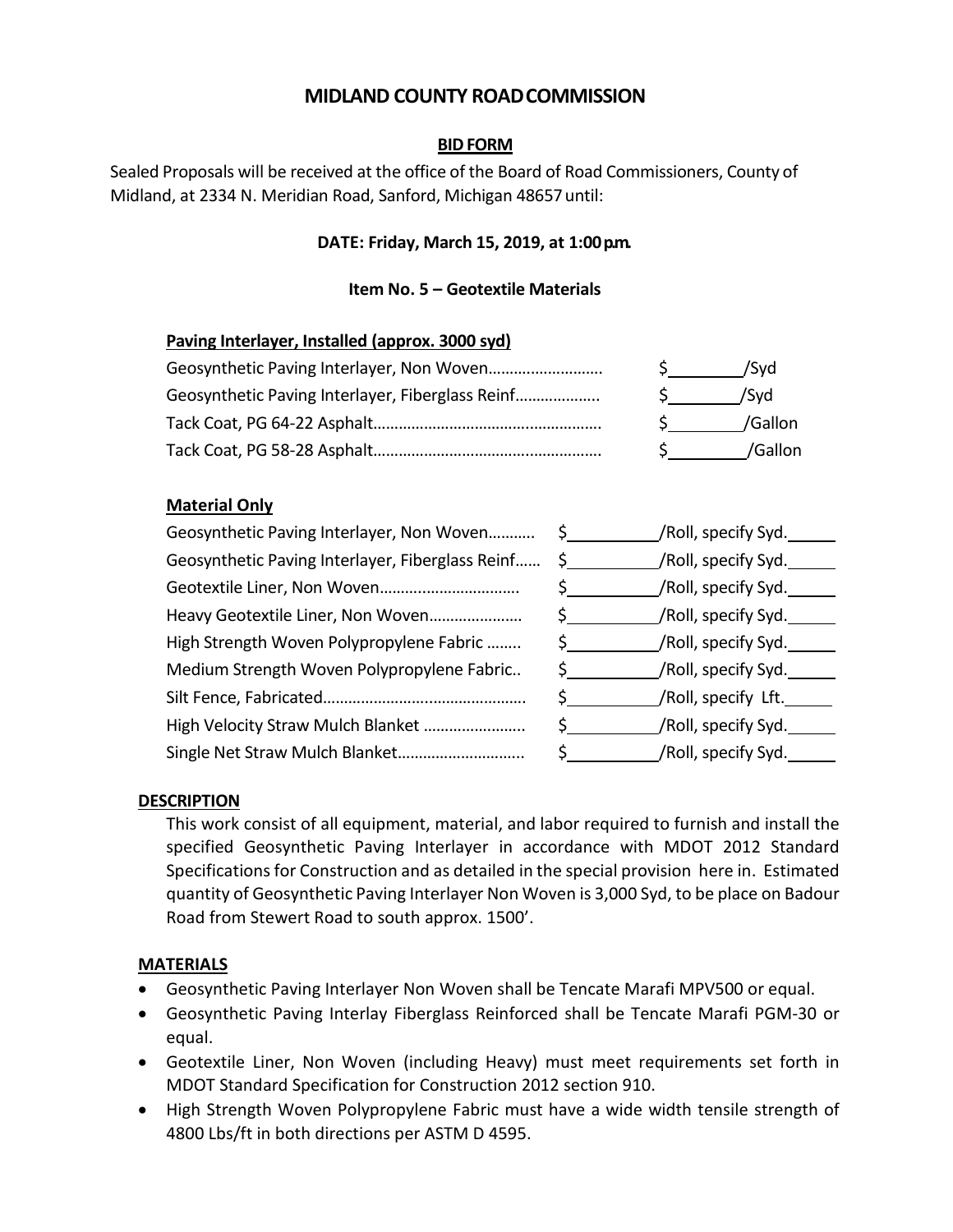# MIDLAND COUNTY ROAD COMMISSION

## BID FORM

Sealed Proposals will be received at the office of the Board of Road Commissioners, County of Midland, at 2334 N. Meridian Road, Sanford, Michigan 48657 until:

**DATE: Friday, March 15, 2019, at 1:00 p.m.**

**Item No. 5 – Geotextile Materials**

**Paving Interlayer, Installed (approx. 3000 syd)**

| Item | Price |
|---|---|
| Geosynthetic Paving Interlayer, Non Woven.......................... | $________/Syd |
| Geosynthetic Paving Interlayer, Fiberglass Reinf.................... | $________/Syd |
| Tack Coat, PG 64-22 Asphalt..................................................... | $________/Gallon |
| Tack Coat, PG 58-28 Asphalt..................................................... | $________/Gallon |

**Material Only**

| Item | Price |
|---|---|
| Geosynthetic Paving Interlayer, Non Woven........... | $__________/Roll, specify Syd._____ |
| Geosynthetic Paving Interlayer, Fiberglass Reinf...... | $__________/Roll, specify Syd._____ |
| Geotextile Liner, Non Woven................................ | $__________/Roll, specify Syd._____ |
| Heavy Geotextile Liner, Non Woven...................... | $__________/Roll, specify Syd._____ |
| High Strength Woven Polypropylene Fabric ........ | $__________/Roll, specify Syd._____ |
| Medium Strength Woven Polypropylene Fabric.. | $__________/Roll, specify Syd._____ |
| Silt Fence, Fabricated............................................... | $__________/Roll, specify Lft._____ |
| High Velocity Straw Mulch Blanket ........................ | $__________/Roll, specify Syd._____ |
| Single Net Straw Mulch Blanket............................. | $__________/Roll, specify Syd._____ |

**DESCRIPTION**

This work consist of all equipment, material, and labor required to furnish and install the specified Geosynthetic Paving Interlayer in accordance with MDOT 2012 Standard Specifications for Construction and as detailed in the special provision here in. Estimated quantity of Geosynthetic Paving Interlayer Non Woven is 3,000 Syd, to be place on Badour Road from Stewert Road to south approx. 1500'.

**MATERIALS**

- Geosynthetic Paving Interlayer Non Woven shall be Tencate Marafi MPV500 or equal.
- Geosynthetic Paving Interlay Fiberglass Reinforced shall be Tencate Marafi PGM-30 or equal.
- Geotextile Liner, Non Woven (including Heavy) must meet requirements set forth in MDOT Standard Specification for Construction 2012 section 910.
- High Strength Woven Polypropylene Fabric must have a wide width tensile strength of 4800 Lbs/ft in both directions per ASTM D 4595.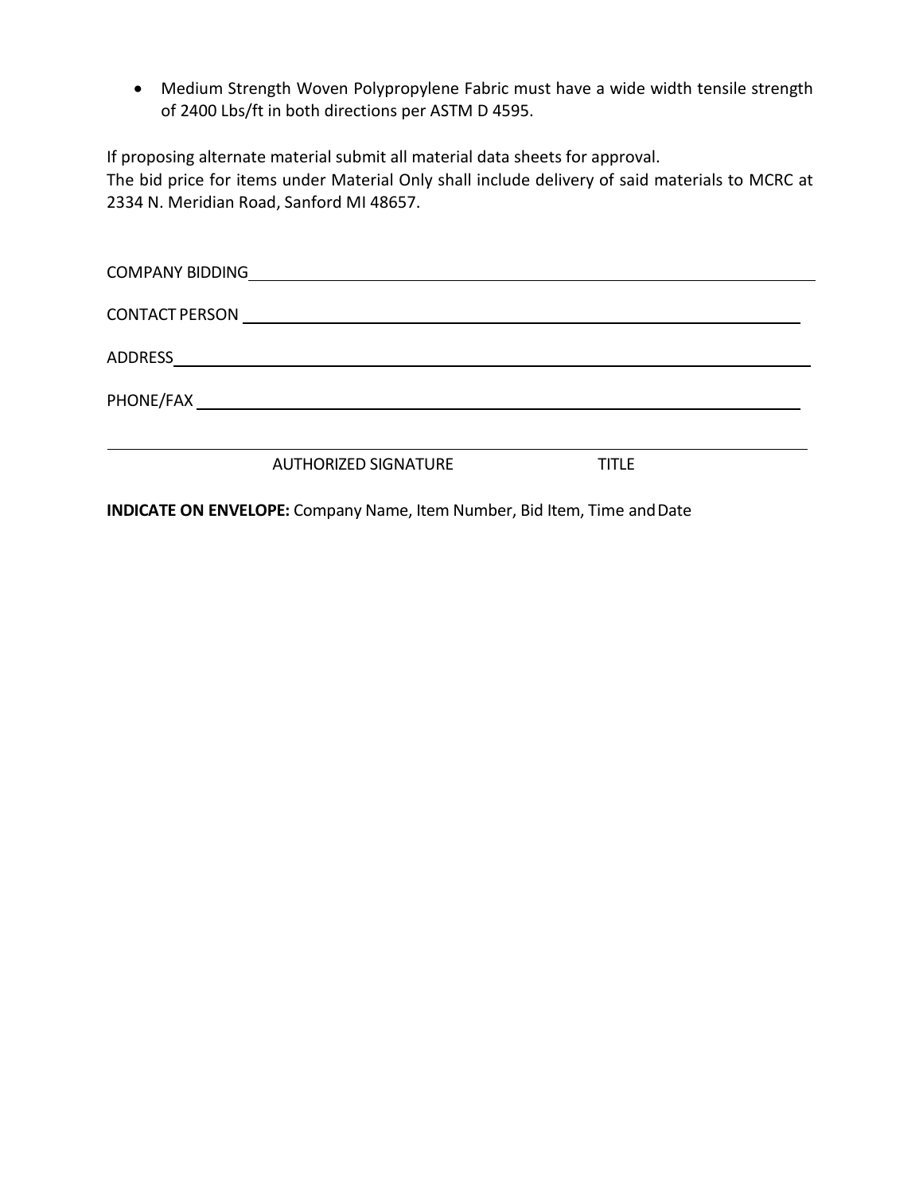- Medium Strength Woven Polypropylene Fabric must have a wide width tensile strength of 2400 Lbs/ft in both directions per ASTM D 4595.

If proposing alternate material submit all material data sheets for approval.
The bid price for items under Material Only shall include delivery of said materials to MCRC at 2334 N. Meridian Road, Sanford MI 48657.

COMPANY BIDDING ______________________________________________

CONTACT PERSON ______________________________________________

ADDRESS ______________________________________________

PHONE/FAX ______________________________________________

______________________________________________
AUTHORIZED SIGNATURE TITLE

**INDICATE ON ENVELOPE:** Company Name, Item Number, Bid Item, Time and Date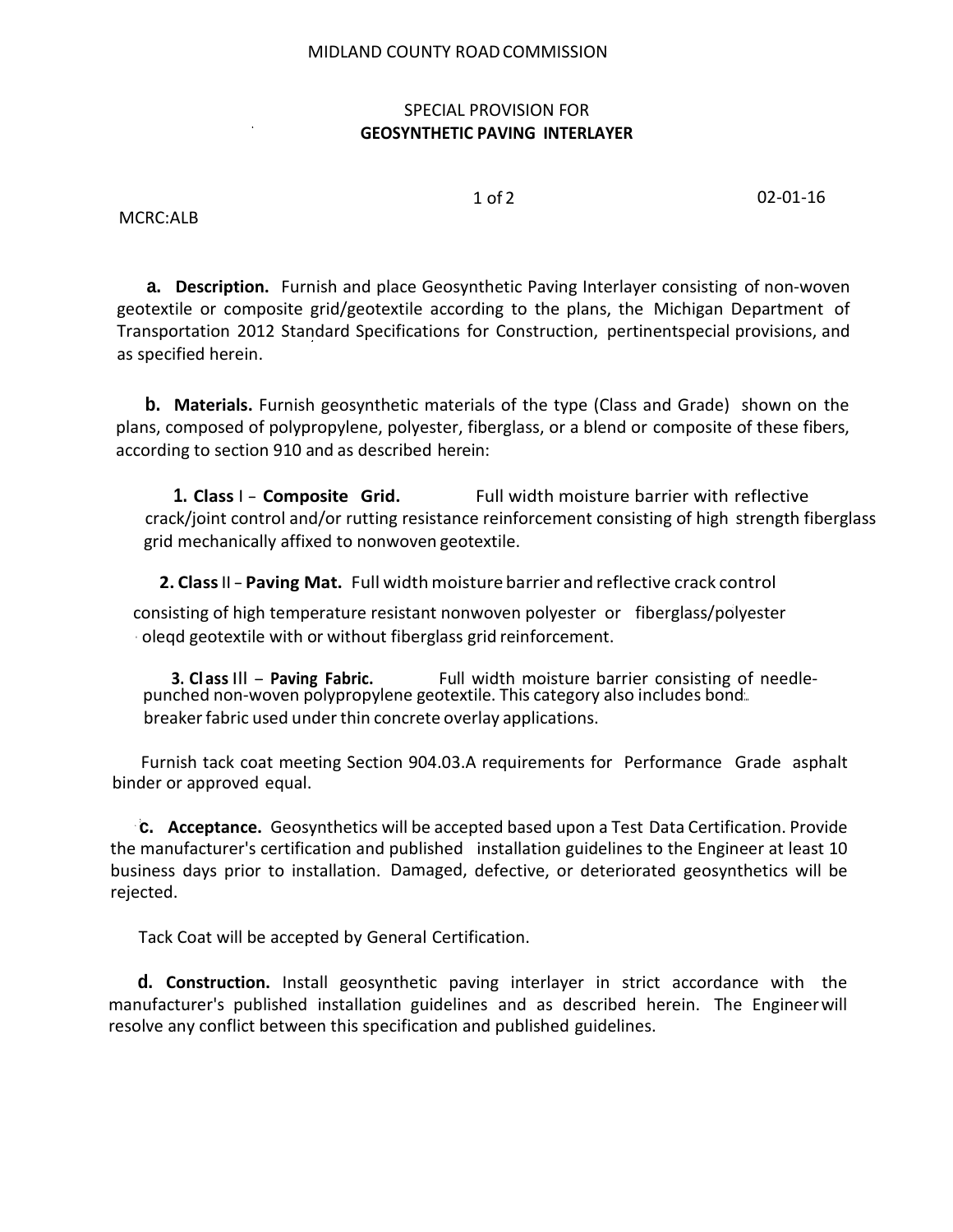MIDLAND COUNTY ROAD COMMISSION

SPECIAL PROVISION FOR
**GEOSYNTHETIC PAVING INTERLAYER**

MCRC:ALB

02-01-16

**a. Description.** Furnish and place Geosynthetic Paving Interlayer consisting of non-woven geotextile or composite grid/geotextile according to the plans, the Michigan Department of Transportation 2012 Standard Specifications for Construction, pertinentspecial provisions, and as specified herein.

**b. Materials.** Furnish geosynthetic materials of the type (Class and Grade) shown on the plans, composed of polypropylene, polyester, fiberglass, or a blend or composite of these fibers, according to section 910 and as described herein:

1. **Class** I – **Composite Grid.** Full width moisture barrier with reflective crack/joint control and/or rutting resistance reinforcement consisting of high strength fiberglass grid mechanically affixed to nonwoven geotextile.

2. **Class** II – **Paving Mat.** Full width moisture barrier and reflective crack control consisting of high temperature resistant nonwoven polyester or fiberglass/polyester oleqd geotextile with or without fiberglass grid reinforcement.

3. **Class** III – **Paving Fabric.** Full width moisture barrier consisting of needle-punched non-woven polypropylene geotextile. This category also includes bond-breaker fabric used under thin concrete overlay applications.

Furnish tack coat meeting Section 904.03.A requirements for Performance Grade asphalt binder or approved equal.

**c. Acceptance.** Geosynthetics will be accepted based upon a Test Data Certification. Provide the manufacturer's certification and published installation guidelines to the Engineer at least 10 business days prior to installation. Damaged, defective, or deteriorated geosynthetics will be rejected.

Tack Coat will be accepted by General Certification.

**d. Construction.** Install geosynthetic paving interlayer in strict accordance with the manufacturer's published installation guidelines and as described herein. The Engineer will resolve any conflict between this specification and published guidelines.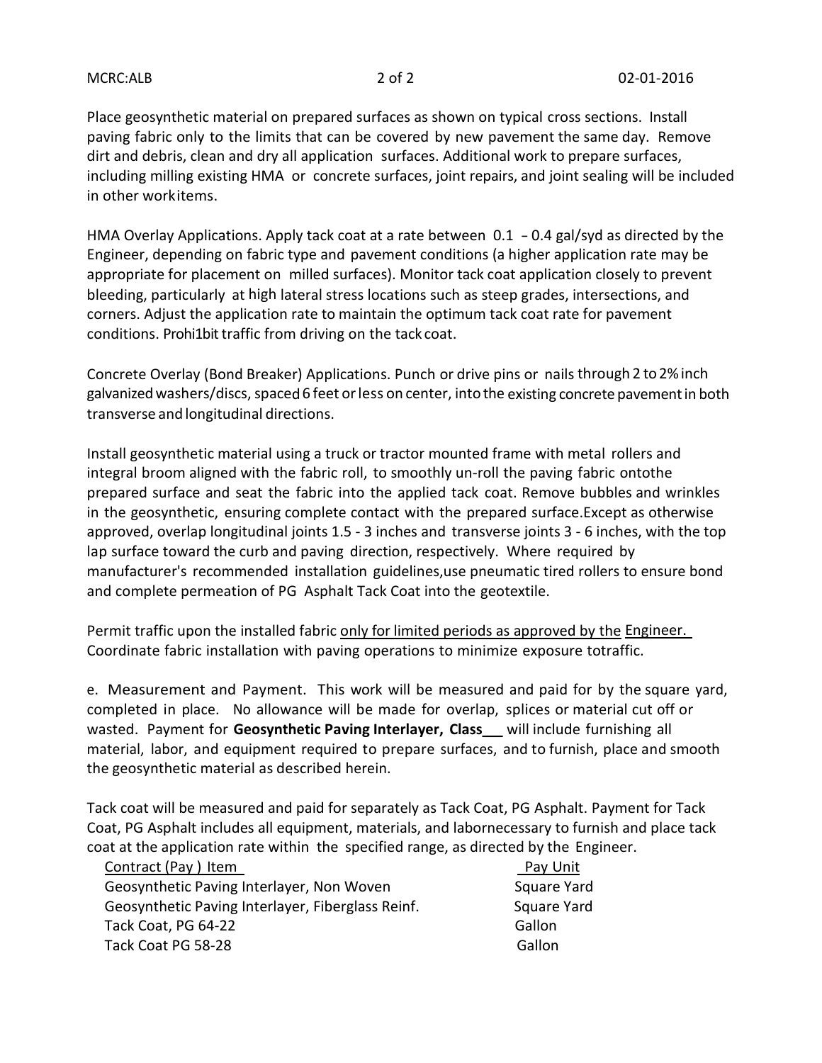Place geosynthetic material on prepared surfaces as shown on typical cross sections. Install paving fabric only to the limits that can be covered by new pavement the same day. Remove dirt and debris, clean and dry all application surfaces. Additional work to prepare surfaces, including milling existing HMA or concrete surfaces, joint repairs, and joint sealing will be included in other workitems.

HMA Overlay Applications. Apply tack coat at a rate between 0.1 – 0.4 gal/syd as directed by the Engineer, depending on fabric type and pavement conditions (a higher application rate may be appropriate for placement on milled surfaces). Monitor tack coat application closely to prevent bleeding, particularly at high lateral stress locations such as steep grades, intersections, and corners. Adjust the application rate to maintain the optimum tack coat rate for pavement conditions. Prohi1bit traffic from driving on the tack coat.

Concrete Overlay (Bond Breaker) Applications. Punch or drive pins or nails through 2 to 2¾ inch galvanized washers/discs, spaced 6 feet or less on center, into the existing concrete pavement in both transverse and longitudinal directions.

Install geosynthetic material using a truck or tractor mounted frame with metal rollers and integral broom aligned with the fabric roll, to smoothly un-roll the paving fabric ontothe prepared surface and seat the fabric into the applied tack coat. Remove bubbles and wrinkles in the geosynthetic, ensuring complete contact with the prepared surface.Except as otherwise approved, overlap longitudinal joints 1.5 - 3 inches and transverse joints 3 - 6 inches, with the top lap surface toward the curb and paving direction, respectively. Where required by manufacturer's recommended installation guidelines,use pneumatic tired rollers to ensure bond and complete permeation of PG Asphalt Tack Coat into the geotextile.

Permit traffic upon the installed fabric <u>only for limited periods as approved by the</u> <u>Engineer.</u> Coordinate fabric installation with paving operations to minimize exposure totraffic.

e. Measurement and Payment. This work will be measured and paid for by the square yard, completed in place. No allowance will be made for overlap, splices or material cut off or wasted. Payment for **Geosynthetic Paving Interlayer, Class___** will include furnishing all material, labor, and equipment required to prepare surfaces, and to furnish, place and smooth the geosynthetic material as described herein.

Tack coat will be measured and paid for separately as Tack Coat, PG Asphalt. Payment for Tack Coat, PG Asphalt includes all equipment, materials, and labornecessary to furnish and place tack coat at the application rate within the specified range, as directed by the Engineer.

| Contract (Pay ) Item | Pay Unit |
|---|---|
| Geosynthetic Paving Interlayer, Non Woven | Square Yard |
| Geosynthetic Paving Interlayer, Fiberglass Reinf. | Square Yard |
| Tack Coat, PG 64-22 | Gallon |
| Tack Coat PG 58-28 | Gallon |